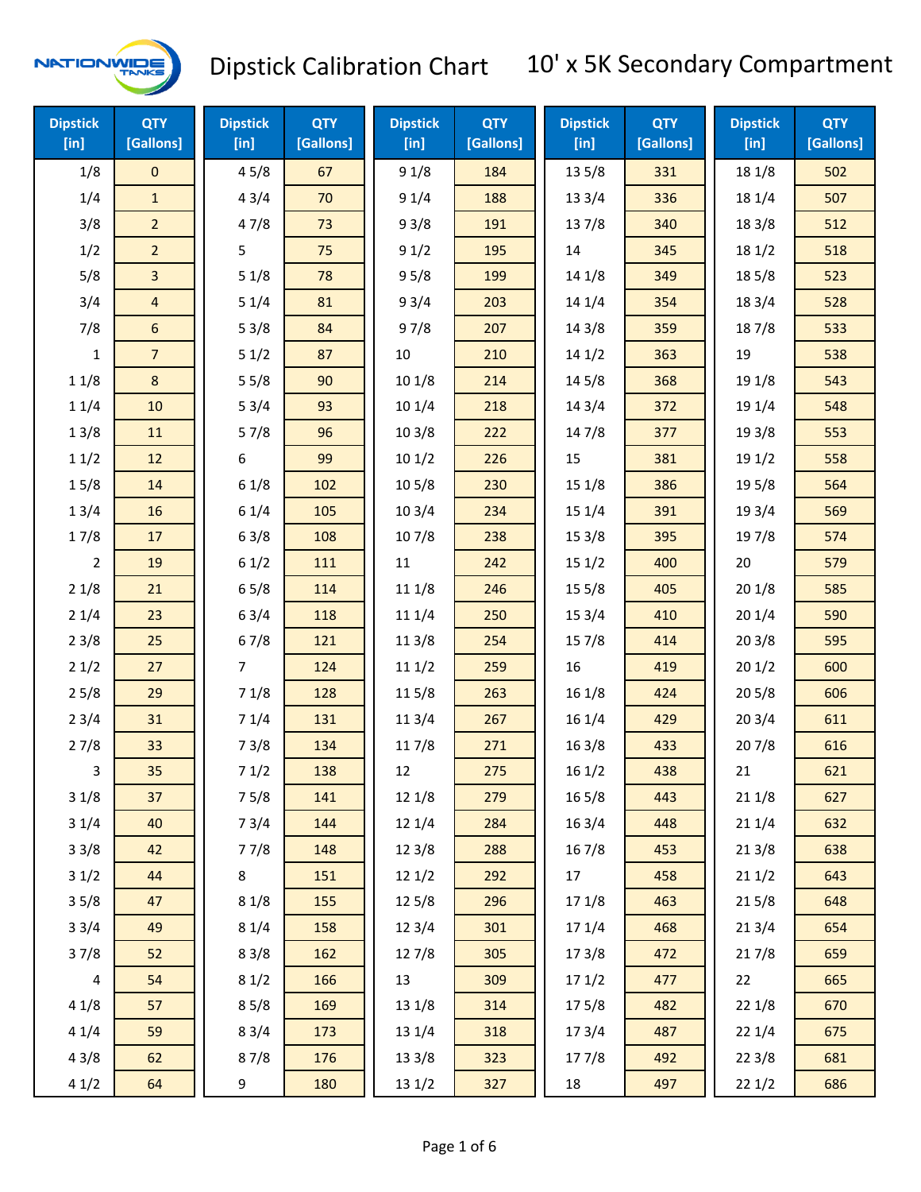# Dipstick Calibration Chart

## 10' x 5K Secondary Compartment

| Dipstick [in] | QTY [Gallons] | Dipstick [in] | QTY [Gallons] | Dipstick [in] | QTY [Gallons] | Dipstick [in] | QTY [Gallons] | Dipstick [in] | QTY [Gallons] |
|---|---|---|---|---|---|---|---|---|---|
| 1/8 | 0 | 4 5/8 | 67 | 9 1/8 | 184 | 13 5/8 | 331 | 18 1/8 | 502 |
| 1/4 | 1 | 4 3/4 | 70 | 9 1/4 | 188 | 13 3/4 | 336 | 18 1/4 | 507 |
| 3/8 | 2 | 4 7/8 | 73 | 9 3/8 | 191 | 13 7/8 | 340 | 18 3/8 | 512 |
| 1/2 | 2 | 5 | 75 | 9 1/2 | 195 | 14 | 345 | 18 1/2 | 518 |
| 5/8 | 3 | 5 1/8 | 78 | 9 5/8 | 199 | 14 1/8 | 349 | 18 5/8 | 523 |
| 3/4 | 4 | 5 1/4 | 81 | 9 3/4 | 203 | 14 1/4 | 354 | 18 3/4 | 528 |
| 7/8 | 6 | 5 3/8 | 84 | 9 7/8 | 207 | 14 3/8 | 359 | 18 7/8 | 533 |
| 1 | 7 | 5 1/2 | 87 | 10 | 210 | 14 1/2 | 363 | 19 | 538 |
| 1 1/8 | 8 | 5 5/8 | 90 | 10 1/8 | 214 | 14 5/8 | 368 | 19 1/8 | 543 |
| 1 1/4 | 10 | 5 3/4 | 93 | 10 1/4 | 218 | 14 3/4 | 372 | 19 1/4 | 548 |
| 1 3/8 | 11 | 5 7/8 | 96 | 10 3/8 | 222 | 14 7/8 | 377 | 19 3/8 | 553 |
| 1 1/2 | 12 | 6 | 99 | 10 1/2 | 226 | 15 | 381 | 19 1/2 | 558 |
| 1 5/8 | 14 | 6 1/8 | 102 | 10 5/8 | 230 | 15 1/8 | 386 | 19 5/8 | 564 |
| 1 3/4 | 16 | 6 1/4 | 105 | 10 3/4 | 234 | 15 1/4 | 391 | 19 3/4 | 569 |
| 1 7/8 | 17 | 6 3/8 | 108 | 10 7/8 | 238 | 15 3/8 | 395 | 19 7/8 | 574 |
| 2 | 19 | 6 1/2 | 111 | 11 | 242 | 15 1/2 | 400 | 20 | 579 |
| 2 1/8 | 21 | 6 5/8 | 114 | 11 1/8 | 246 | 15 5/8 | 405 | 20 1/8 | 585 |
| 2 1/4 | 23 | 6 3/4 | 118 | 11 1/4 | 250 | 15 3/4 | 410 | 20 1/4 | 590 |
| 2 3/8 | 25 | 6 7/8 | 121 | 11 3/8 | 254 | 15 7/8 | 414 | 20 3/8 | 595 |
| 2 1/2 | 27 | 7 | 124 | 11 1/2 | 259 | 16 | 419 | 20 1/2 | 600 |
| 2 5/8 | 29 | 7 1/8 | 128 | 11 5/8 | 263 | 16 1/8 | 424 | 20 5/8 | 606 |
| 2 3/4 | 31 | 7 1/4 | 131 | 11 3/4 | 267 | 16 1/4 | 429 | 20 3/4 | 611 |
| 2 7/8 | 33 | 7 3/8 | 134 | 11 7/8 | 271 | 16 3/8 | 433 | 20 7/8 | 616 |
| 3 | 35 | 7 1/2 | 138 | 12 | 275 | 16 1/2 | 438 | 21 | 621 |
| 3 1/8 | 37 | 7 5/8 | 141 | 12 1/8 | 279 | 16 5/8 | 443 | 21 1/8 | 627 |
| 3 1/4 | 40 | 7 3/4 | 144 | 12 1/4 | 284 | 16 3/4 | 448 | 21 1/4 | 632 |
| 3 3/8 | 42 | 7 7/8 | 148 | 12 3/8 | 288 | 16 7/8 | 453 | 21 3/8 | 638 |
| 3 1/2 | 44 | 8 | 151 | 12 1/2 | 292 | 17 | 458 | 21 1/2 | 643 |
| 3 5/8 | 47 | 8 1/8 | 155 | 12 5/8 | 296 | 17 1/8 | 463 | 21 5/8 | 648 |
| 3 3/4 | 49 | 8 1/4 | 158 | 12 3/4 | 301 | 17 1/4 | 468 | 21 3/4 | 654 |
| 3 7/8 | 52 | 8 3/8 | 162 | 12 7/8 | 305 | 17 3/8 | 472 | 21 7/8 | 659 |
| 4 | 54 | 8 1/2 | 166 | 13 | 309 | 17 1/2 | 477 | 22 | 665 |
| 4 1/8 | 57 | 8 5/8 | 169 | 13 1/8 | 314 | 17 5/8 | 482 | 22 1/8 | 670 |
| 4 1/4 | 59 | 8 3/4 | 173 | 13 1/4 | 318 | 17 3/4 | 487 | 22 1/4 | 675 |
| 4 3/8 | 62 | 8 7/8 | 176 | 13 3/8 | 323 | 17 7/8 | 492 | 22 3/8 | 681 |
| 4 1/2 | 64 | 9 | 180 | 13 1/2 | 327 | 18 | 497 | 22 1/2 | 686 |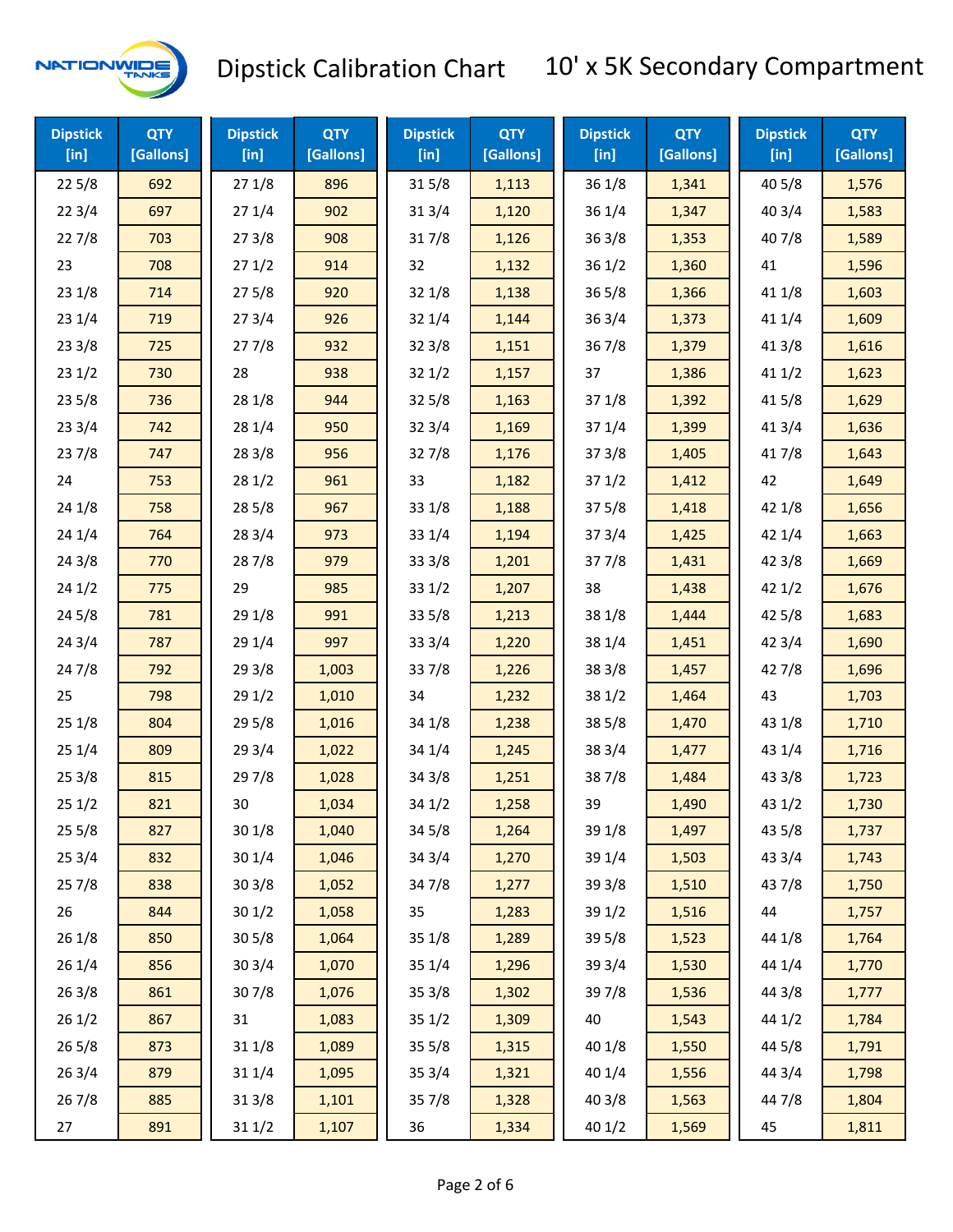# Dipstick Calibration Chart

## 10' x 5K Secondary Compartment

| Dipstick [in] | QTY [Gallons] | Dipstick [in] | QTY [Gallons] | Dipstick [in] | QTY [Gallons] | Dipstick [in] | QTY [Gallons] | Dipstick [in] | QTY [Gallons] |
|---|---|---|---|---|---|---|---|---|---|
| 22 5/8 | 692 | 27 1/8 | 896 | 31 5/8 | 1,113 | 36 1/8 | 1,341 | 40 5/8 | 1,576 |
| 22 3/4 | 697 | 27 1/4 | 902 | 31 3/4 | 1,120 | 36 1/4 | 1,347 | 40 3/4 | 1,583 |
| 22 7/8 | 703 | 27 3/8 | 908 | 31 7/8 | 1,126 | 36 3/8 | 1,353 | 40 7/8 | 1,589 |
| 23 | 708 | 27 1/2 | 914 | 32 | 1,132 | 36 1/2 | 1,360 | 41 | 1,596 |
| 23 1/8 | 714 | 27 5/8 | 920 | 32 1/8 | 1,138 | 36 5/8 | 1,366 | 41 1/8 | 1,603 |
| 23 1/4 | 719 | 27 3/4 | 926 | 32 1/4 | 1,144 | 36 3/4 | 1,373 | 41 1/4 | 1,609 |
| 23 3/8 | 725 | 27 7/8 | 932 | 32 3/8 | 1,151 | 36 7/8 | 1,379 | 41 3/8 | 1,616 |
| 23 1/2 | 730 | 28 | 938 | 32 1/2 | 1,157 | 37 | 1,386 | 41 1/2 | 1,623 |
| 23 5/8 | 736 | 28 1/8 | 944 | 32 5/8 | 1,163 | 37 1/8 | 1,392 | 41 5/8 | 1,629 |
| 23 3/4 | 742 | 28 1/4 | 950 | 32 3/4 | 1,169 | 37 1/4 | 1,399 | 41 3/4 | 1,636 |
| 23 7/8 | 747 | 28 3/8 | 956 | 32 7/8 | 1,176 | 37 3/8 | 1,405 | 41 7/8 | 1,643 |
| 24 | 753 | 28 1/2 | 961 | 33 | 1,182 | 37 1/2 | 1,412 | 42 | 1,649 |
| 24 1/8 | 758 | 28 5/8 | 967 | 33 1/8 | 1,188 | 37 5/8 | 1,418 | 42 1/8 | 1,656 |
| 24 1/4 | 764 | 28 3/4 | 973 | 33 1/4 | 1,194 | 37 3/4 | 1,425 | 42 1/4 | 1,663 |
| 24 3/8 | 770 | 28 7/8 | 979 | 33 3/8 | 1,201 | 37 7/8 | 1,431 | 42 3/8 | 1,669 |
| 24 1/2 | 775 | 29 | 985 | 33 1/2 | 1,207 | 38 | 1,438 | 42 1/2 | 1,676 |
| 24 5/8 | 781 | 29 1/8 | 991 | 33 5/8 | 1,213 | 38 1/8 | 1,444 | 42 5/8 | 1,683 |
| 24 3/4 | 787 | 29 1/4 | 997 | 33 3/4 | 1,220 | 38 1/4 | 1,451 | 42 3/4 | 1,690 |
| 24 7/8 | 792 | 29 3/8 | 1,003 | 33 7/8 | 1,226 | 38 3/8 | 1,457 | 42 7/8 | 1,696 |
| 25 | 798 | 29 1/2 | 1,010 | 34 | 1,232 | 38 1/2 | 1,464 | 43 | 1,703 |
| 25 1/8 | 804 | 29 5/8 | 1,016 | 34 1/8 | 1,238 | 38 5/8 | 1,470 | 43 1/8 | 1,710 |
| 25 1/4 | 809 | 29 3/4 | 1,022 | 34 1/4 | 1,245 | 38 3/4 | 1,477 | 43 1/4 | 1,716 |
| 25 3/8 | 815 | 29 7/8 | 1,028 | 34 3/8 | 1,251 | 38 7/8 | 1,484 | 43 3/8 | 1,723 |
| 25 1/2 | 821 | 30 | 1,034 | 34 1/2 | 1,258 | 39 | 1,490 | 43 1/2 | 1,730 |
| 25 5/8 | 827 | 30 1/8 | 1,040 | 34 5/8 | 1,264 | 39 1/8 | 1,497 | 43 5/8 | 1,737 |
| 25 3/4 | 832 | 30 1/4 | 1,046 | 34 3/4 | 1,270 | 39 1/4 | 1,503 | 43 3/4 | 1,743 |
| 25 7/8 | 838 | 30 3/8 | 1,052 | 34 7/8 | 1,277 | 39 3/8 | 1,510 | 43 7/8 | 1,750 |
| 26 | 844 | 30 1/2 | 1,058 | 35 | 1,283 | 39 1/2 | 1,516 | 44 | 1,757 |
| 26 1/8 | 850 | 30 5/8 | 1,064 | 35 1/8 | 1,289 | 39 5/8 | 1,523 | 44 1/8 | 1,764 |
| 26 1/4 | 856 | 30 3/4 | 1,070 | 35 1/4 | 1,296 | 39 3/4 | 1,530 | 44 1/4 | 1,770 |
| 26 3/8 | 861 | 30 7/8 | 1,076 | 35 3/8 | 1,302 | 39 7/8 | 1,536 | 44 3/8 | 1,777 |
| 26 1/2 | 867 | 31 | 1,083 | 35 1/2 | 1,309 | 40 | 1,543 | 44 1/2 | 1,784 |
| 26 5/8 | 873 | 31 1/8 | 1,089 | 35 5/8 | 1,315 | 40 1/8 | 1,550 | 44 5/8 | 1,791 |
| 26 3/4 | 879 | 31 1/4 | 1,095 | 35 3/4 | 1,321 | 40 1/4 | 1,556 | 44 3/4 | 1,798 |
| 26 7/8 | 885 | 31 3/8 | 1,101 | 35 7/8 | 1,328 | 40 3/8 | 1,563 | 44 7/8 | 1,804 |
| 27 | 891 | 31 1/2 | 1,107 | 36 | 1,334 | 40 1/2 | 1,569 | 45 | 1,811 |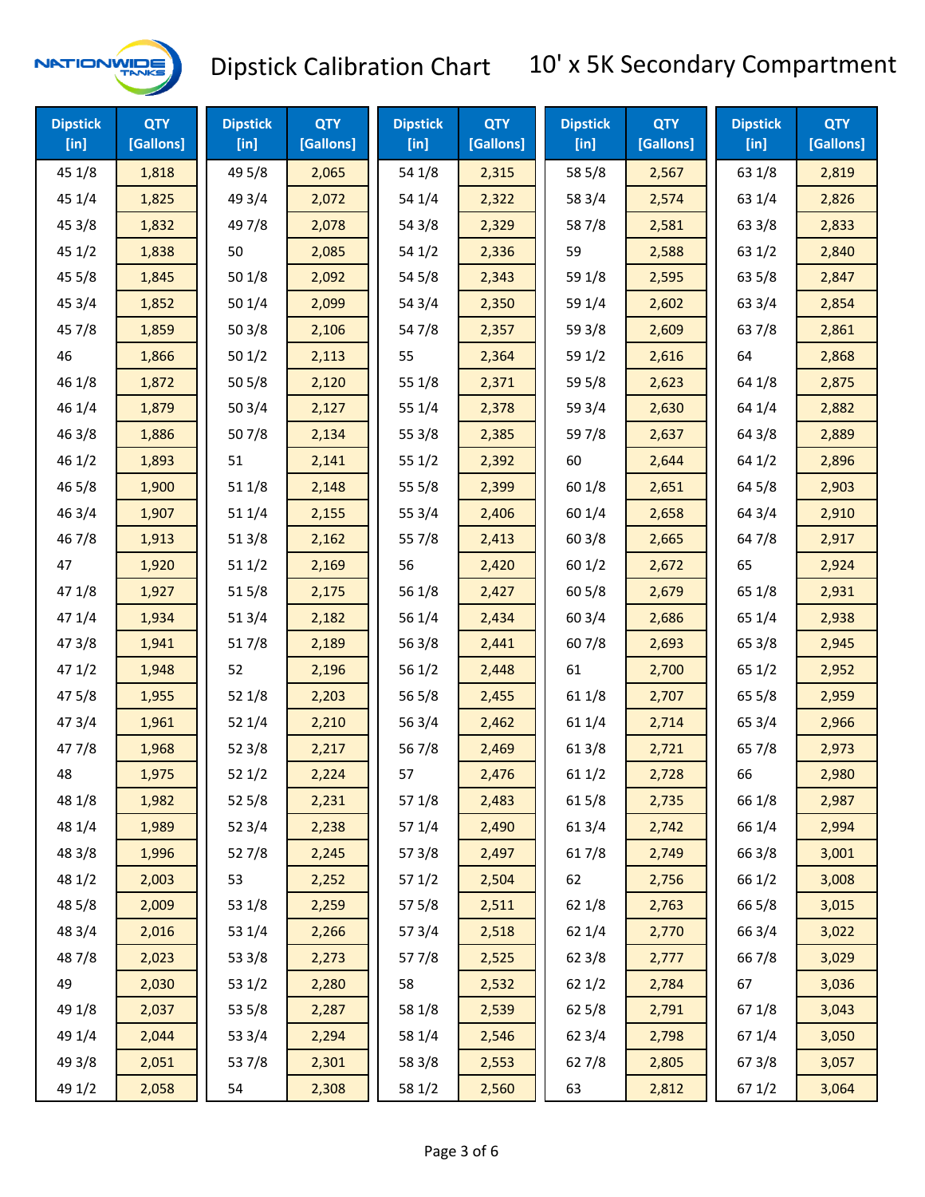# Dipstick Calibration Chart — 10' x 5K Secondary Compartment

| Dipstick [in] | QTY [Gallons] | Dipstick [in] | QTY [Gallons] | Dipstick [in] | QTY [Gallons] | Dipstick [in] | QTY [Gallons] | Dipstick [in] | QTY [Gallons] |
|---|---|---|---|---|---|---|---|---|---|
| 45 1/8 | 1,818 | 49 5/8 | 2,065 | 54 1/8 | 2,315 | 58 5/8 | 2,567 | 63 1/8 | 2,819 |
| 45 1/4 | 1,825 | 49 3/4 | 2,072 | 54 1/4 | 2,322 | 58 3/4 | 2,574 | 63 1/4 | 2,826 |
| 45 3/8 | 1,832 | 49 7/8 | 2,078 | 54 3/8 | 2,329 | 58 7/8 | 2,581 | 63 3/8 | 2,833 |
| 45 1/2 | 1,838 | 50 | 2,085 | 54 1/2 | 2,336 | 59 | 2,588 | 63 1/2 | 2,840 |
| 45 5/8 | 1,845 | 50 1/8 | 2,092 | 54 5/8 | 2,343 | 59 1/8 | 2,595 | 63 5/8 | 2,847 |
| 45 3/4 | 1,852 | 50 1/4 | 2,099 | 54 3/4 | 2,350 | 59 1/4 | 2,602 | 63 3/4 | 2,854 |
| 45 7/8 | 1,859 | 50 3/8 | 2,106 | 54 7/8 | 2,357 | 59 3/8 | 2,609 | 63 7/8 | 2,861 |
| 46 | 1,866 | 50 1/2 | 2,113 | 55 | 2,364 | 59 1/2 | 2,616 | 64 | 2,868 |
| 46 1/8 | 1,872 | 50 5/8 | 2,120 | 55 1/8 | 2,371 | 59 5/8 | 2,623 | 64 1/8 | 2,875 |
| 46 1/4 | 1,879 | 50 3/4 | 2,127 | 55 1/4 | 2,378 | 59 3/4 | 2,630 | 64 1/4 | 2,882 |
| 46 3/8 | 1,886 | 50 7/8 | 2,134 | 55 3/8 | 2,385 | 59 7/8 | 2,637 | 64 3/8 | 2,889 |
| 46 1/2 | 1,893 | 51 | 2,141 | 55 1/2 | 2,392 | 60 | 2,644 | 64 1/2 | 2,896 |
| 46 5/8 | 1,900 | 51 1/8 | 2,148 | 55 5/8 | 2,399 | 60 1/8 | 2,651 | 64 5/8 | 2,903 |
| 46 3/4 | 1,907 | 51 1/4 | 2,155 | 55 3/4 | 2,406 | 60 1/4 | 2,658 | 64 3/4 | 2,910 |
| 46 7/8 | 1,913 | 51 3/8 | 2,162 | 55 7/8 | 2,413 | 60 3/8 | 2,665 | 64 7/8 | 2,917 |
| 47 | 1,920 | 51 1/2 | 2,169 | 56 | 2,420 | 60 1/2 | 2,672 | 65 | 2,924 |
| 47 1/8 | 1,927 | 51 5/8 | 2,175 | 56 1/8 | 2,427 | 60 5/8 | 2,679 | 65 1/8 | 2,931 |
| 47 1/4 | 1,934 | 51 3/4 | 2,182 | 56 1/4 | 2,434 | 60 3/4 | 2,686 | 65 1/4 | 2,938 |
| 47 3/8 | 1,941 | 51 7/8 | 2,189 | 56 3/8 | 2,441 | 60 7/8 | 2,693 | 65 3/8 | 2,945 |
| 47 1/2 | 1,948 | 52 | 2,196 | 56 1/2 | 2,448 | 61 | 2,700 | 65 1/2 | 2,952 |
| 47 5/8 | 1,955 | 52 1/8 | 2,203 | 56 5/8 | 2,455 | 61 1/8 | 2,707 | 65 5/8 | 2,959 |
| 47 3/4 | 1,961 | 52 1/4 | 2,210 | 56 3/4 | 2,462 | 61 1/4 | 2,714 | 65 3/4 | 2,966 |
| 47 7/8 | 1,968 | 52 3/8 | 2,217 | 56 7/8 | 2,469 | 61 3/8 | 2,721 | 65 7/8 | 2,973 |
| 48 | 1,975 | 52 1/2 | 2,224 | 57 | 2,476 | 61 1/2 | 2,728 | 66 | 2,980 |
| 48 1/8 | 1,982 | 52 5/8 | 2,231 | 57 1/8 | 2,483 | 61 5/8 | 2,735 | 66 1/8 | 2,987 |
| 48 1/4 | 1,989 | 52 3/4 | 2,238 | 57 1/4 | 2,490 | 61 3/4 | 2,742 | 66 1/4 | 2,994 |
| 48 3/8 | 1,996 | 52 7/8 | 2,245 | 57 3/8 | 2,497 | 61 7/8 | 2,749 | 66 3/8 | 3,001 |
| 48 1/2 | 2,003 | 53 | 2,252 | 57 1/2 | 2,504 | 62 | 2,756 | 66 1/2 | 3,008 |
| 48 5/8 | 2,009 | 53 1/8 | 2,259 | 57 5/8 | 2,511 | 62 1/8 | 2,763 | 66 5/8 | 3,015 |
| 48 3/4 | 2,016 | 53 1/4 | 2,266 | 57 3/4 | 2,518 | 62 1/4 | 2,770 | 66 3/4 | 3,022 |
| 48 7/8 | 2,023 | 53 3/8 | 2,273 | 57 7/8 | 2,525 | 62 3/8 | 2,777 | 66 7/8 | 3,029 |
| 49 | 2,030 | 53 1/2 | 2,280 | 58 | 2,532 | 62 1/2 | 2,784 | 67 | 3,036 |
| 49 1/8 | 2,037 | 53 5/8 | 2,287 | 58 1/8 | 2,539 | 62 5/8 | 2,791 | 67 1/8 | 3,043 |
| 49 1/4 | 2,044 | 53 3/4 | 2,294 | 58 1/4 | 2,546 | 62 3/4 | 2,798 | 67 1/4 | 3,050 |
| 49 3/8 | 2,051 | 53 7/8 | 2,301 | 58 3/8 | 2,553 | 62 7/8 | 2,805 | 67 3/8 | 3,057 |
| 49 1/2 | 2,058 | 54 | 2,308 | 58 1/2 | 2,560 | 63 | 2,812 | 67 1/2 | 3,064 |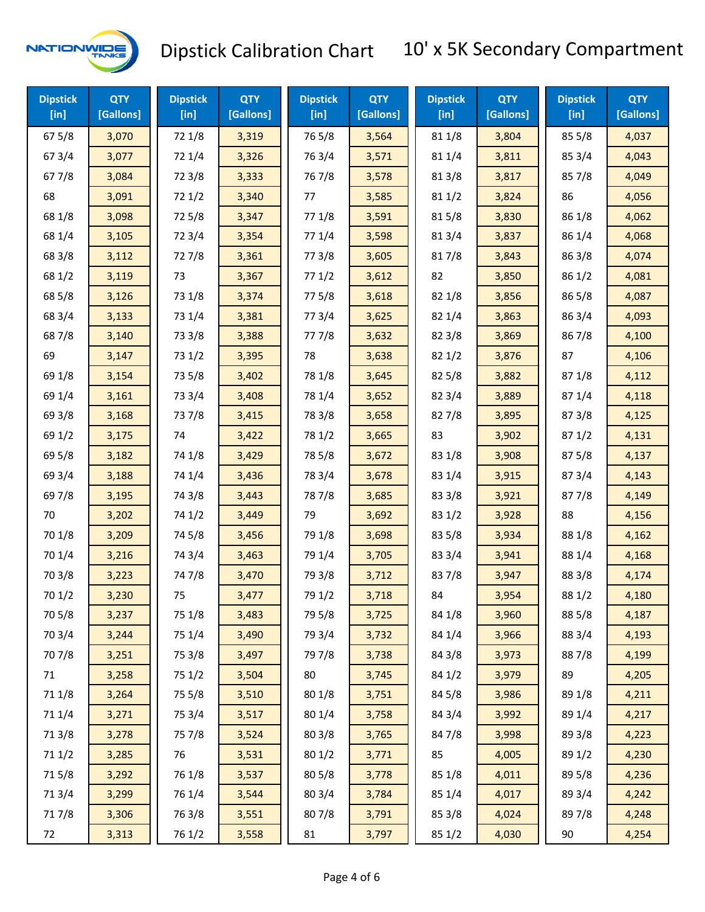# Dipstick Calibration Chart

## 10' x 5K Secondary Compartment

| Dipstick [in] | QTY [Gallons] | Dipstick [in] | QTY [Gallons] | Dipstick [in] | QTY [Gallons] | Dipstick [in] | QTY [Gallons] | Dipstick [in] | QTY [Gallons] |
|---|---|---|---|---|---|---|---|---|---|
| 67 5/8 | 3,070 | 72 1/8 | 3,319 | 76 5/8 | 3,564 | 81 1/8 | 3,804 | 85 5/8 | 4,037 |
| 67 3/4 | 3,077 | 72 1/4 | 3,326 | 76 3/4 | 3,571 | 81 1/4 | 3,811 | 85 3/4 | 4,043 |
| 67 7/8 | 3,084 | 72 3/8 | 3,333 | 76 7/8 | 3,578 | 81 3/8 | 3,817 | 85 7/8 | 4,049 |
| 68 | 3,091 | 72 1/2 | 3,340 | 77 | 3,585 | 81 1/2 | 3,824 | 86 | 4,056 |
| 68 1/8 | 3,098 | 72 5/8 | 3,347 | 77 1/8 | 3,591 | 81 5/8 | 3,830 | 86 1/8 | 4,062 |
| 68 1/4 | 3,105 | 72 3/4 | 3,354 | 77 1/4 | 3,598 | 81 3/4 | 3,837 | 86 1/4 | 4,068 |
| 68 3/8 | 3,112 | 72 7/8 | 3,361 | 77 3/8 | 3,605 | 81 7/8 | 3,843 | 86 3/8 | 4,074 |
| 68 1/2 | 3,119 | 73 | 3,367 | 77 1/2 | 3,612 | 82 | 3,850 | 86 1/2 | 4,081 |
| 68 5/8 | 3,126 | 73 1/8 | 3,374 | 77 5/8 | 3,618 | 82 1/8 | 3,856 | 86 5/8 | 4,087 |
| 68 3/4 | 3,133 | 73 1/4 | 3,381 | 77 3/4 | 3,625 | 82 1/4 | 3,863 | 86 3/4 | 4,093 |
| 68 7/8 | 3,140 | 73 3/8 | 3,388 | 77 7/8 | 3,632 | 82 3/8 | 3,869 | 86 7/8 | 4,100 |
| 69 | 3,147 | 73 1/2 | 3,395 | 78 | 3,638 | 82 1/2 | 3,876 | 87 | 4,106 |
| 69 1/8 | 3,154 | 73 5/8 | 3,402 | 78 1/8 | 3,645 | 82 5/8 | 3,882 | 87 1/8 | 4,112 |
| 69 1/4 | 3,161 | 73 3/4 | 3,408 | 78 1/4 | 3,652 | 82 3/4 | 3,889 | 87 1/4 | 4,118 |
| 69 3/8 | 3,168 | 73 7/8 | 3,415 | 78 3/8 | 3,658 | 82 7/8 | 3,895 | 87 3/8 | 4,125 |
| 69 1/2 | 3,175 | 74 | 3,422 | 78 1/2 | 3,665 | 83 | 3,902 | 87 1/2 | 4,131 |
| 69 5/8 | 3,182 | 74 1/8 | 3,429 | 78 5/8 | 3,672 | 83 1/8 | 3,908 | 87 5/8 | 4,137 |
| 69 3/4 | 3,188 | 74 1/4 | 3,436 | 78 3/4 | 3,678 | 83 1/4 | 3,915 | 87 3/4 | 4,143 |
| 69 7/8 | 3,195 | 74 3/8 | 3,443 | 78 7/8 | 3,685 | 83 3/8 | 3,921 | 87 7/8 | 4,149 |
| 70 | 3,202 | 74 1/2 | 3,449 | 79 | 3,692 | 83 1/2 | 3,928 | 88 | 4,156 |
| 70 1/8 | 3,209 | 74 5/8 | 3,456 | 79 1/8 | 3,698 | 83 5/8 | 3,934 | 88 1/8 | 4,162 |
| 70 1/4 | 3,216 | 74 3/4 | 3,463 | 79 1/4 | 3,705 | 83 3/4 | 3,941 | 88 1/4 | 4,168 |
| 70 3/8 | 3,223 | 74 7/8 | 3,470 | 79 3/8 | 3,712 | 83 7/8 | 3,947 | 88 3/8 | 4,174 |
| 70 1/2 | 3,230 | 75 | 3,477 | 79 1/2 | 3,718 | 84 | 3,954 | 88 1/2 | 4,180 |
| 70 5/8 | 3,237 | 75 1/8 | 3,483 | 79 5/8 | 3,725 | 84 1/8 | 3,960 | 88 5/8 | 4,187 |
| 70 3/4 | 3,244 | 75 1/4 | 3,490 | 79 3/4 | 3,732 | 84 1/4 | 3,966 | 88 3/4 | 4,193 |
| 70 7/8 | 3,251 | 75 3/8 | 3,497 | 79 7/8 | 3,738 | 84 3/8 | 3,973 | 88 7/8 | 4,199 |
| 71 | 3,258 | 75 1/2 | 3,504 | 80 | 3,745 | 84 1/2 | 3,979 | 89 | 4,205 |
| 71 1/8 | 3,264 | 75 5/8 | 3,510 | 80 1/8 | 3,751 | 84 5/8 | 3,986 | 89 1/8 | 4,211 |
| 71 1/4 | 3,271 | 75 3/4 | 3,517 | 80 1/4 | 3,758 | 84 3/4 | 3,992 | 89 1/4 | 4,217 |
| 71 3/8 | 3,278 | 75 7/8 | 3,524 | 80 3/8 | 3,765 | 84 7/8 | 3,998 | 89 3/8 | 4,223 |
| 71 1/2 | 3,285 | 76 | 3,531 | 80 1/2 | 3,771 | 85 | 4,005 | 89 1/2 | 4,230 |
| 71 5/8 | 3,292 | 76 1/8 | 3,537 | 80 5/8 | 3,778 | 85 1/8 | 4,011 | 89 5/8 | 4,236 |
| 71 3/4 | 3,299 | 76 1/4 | 3,544 | 80 3/4 | 3,784 | 85 1/4 | 4,017 | 89 3/4 | 4,242 |
| 71 7/8 | 3,306 | 76 3/8 | 3,551 | 80 7/8 | 3,791 | 85 3/8 | 4,024 | 89 7/8 | 4,248 |
| 72 | 3,313 | 76 1/2 | 3,558 | 81 | 3,797 | 85 1/2 | 4,030 | 90 | 4,254 |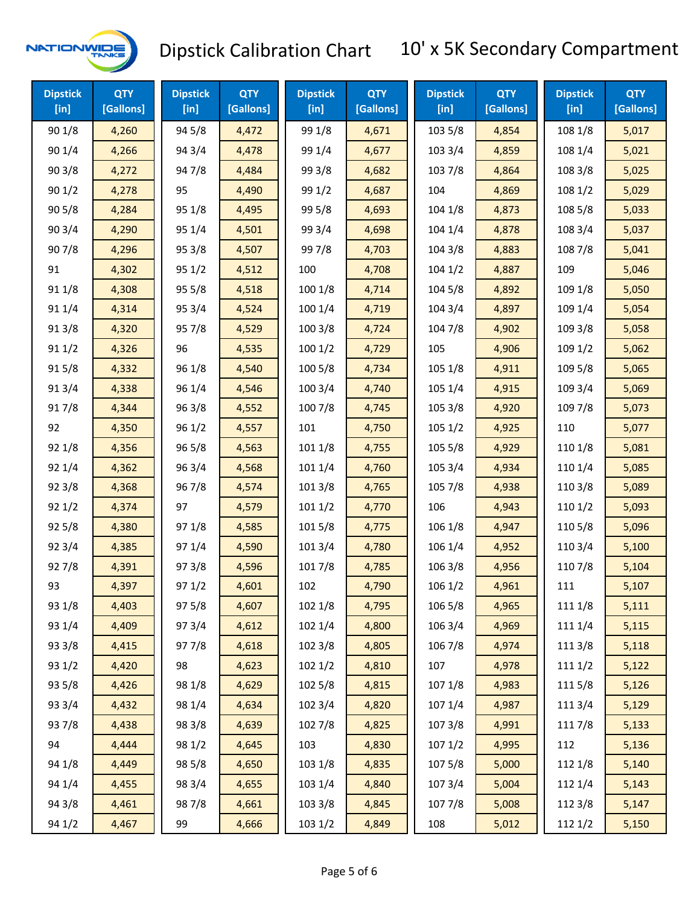# Dipstick Calibration Chart

## 10' x 5K Secondary Compartment

| Dipstick [in] | QTY [Gallons] |
|---|---|
| 90 1/8 | 4,260 |
| 90 1/4 | 4,266 |
| 90 3/8 | 4,272 |
| 90 1/2 | 4,278 |
| 90 5/8 | 4,284 |
| 90 3/4 | 4,290 |
| 90 7/8 | 4,296 |
| 91 | 4,302 |
| 91 1/8 | 4,308 |
| 91 1/4 | 4,314 |
| 91 3/8 | 4,320 |
| 91 1/2 | 4,326 |
| 91 5/8 | 4,332 |
| 91 3/4 | 4,338 |
| 91 7/8 | 4,344 |
| 92 | 4,350 |
| 92 1/8 | 4,356 |
| 92 1/4 | 4,362 |
| 92 3/8 | 4,368 |
| 92 1/2 | 4,374 |
| 92 5/8 | 4,380 |
| 92 3/4 | 4,385 |
| 92 7/8 | 4,391 |
| 93 | 4,397 |
| 93 1/8 | 4,403 |
| 93 1/4 | 4,409 |
| 93 3/8 | 4,415 |
| 93 1/2 | 4,420 |
| 93 5/8 | 4,426 |
| 93 3/4 | 4,432 |
| 93 7/8 | 4,438 |
| 94 | 4,444 |
| 94 1/8 | 4,449 |
| 94 1/4 | 4,455 |
| 94 3/8 | 4,461 |
| 94 1/2 | 4,467 |
| 94 5/8 | 4,472 |
| 94 3/4 | 4,478 |
| 94 7/8 | 4,484 |
| 95 | 4,490 |
| 95 1/8 | 4,495 |
| 95 1/4 | 4,501 |
| 95 3/8 | 4,507 |
| 95 1/2 | 4,512 |
| 95 5/8 | 4,518 |
| 95 3/4 | 4,524 |
| 95 7/8 | 4,529 |
| 96 | 4,535 |
| 96 1/8 | 4,540 |
| 96 1/4 | 4,546 |
| 96 3/8 | 4,552 |
| 96 1/2 | 4,557 |
| 96 5/8 | 4,563 |
| 96 3/4 | 4,568 |
| 96 7/8 | 4,574 |
| 97 | 4,579 |
| 97 1/8 | 4,585 |
| 97 1/4 | 4,590 |
| 97 3/8 | 4,596 |
| 97 1/2 | 4,601 |
| 97 5/8 | 4,607 |
| 97 3/4 | 4,612 |
| 97 7/8 | 4,618 |
| 98 | 4,623 |
| 98 1/8 | 4,629 |
| 98 1/4 | 4,634 |
| 98 3/8 | 4,639 |
| 98 1/2 | 4,645 |
| 98 5/8 | 4,650 |
| 98 3/4 | 4,655 |
| 98 7/8 | 4,661 |
| 99 | 4,666 |
| 99 1/8 | 4,671 |
| 99 1/4 | 4,677 |
| 99 3/8 | 4,682 |
| 99 1/2 | 4,687 |
| 99 5/8 | 4,693 |
| 99 3/4 | 4,698 |
| 99 7/8 | 4,703 |
| 100 | 4,708 |
| 100 1/8 | 4,714 |
| 100 1/4 | 4,719 |
| 100 3/8 | 4,724 |
| 100 1/2 | 4,729 |
| 100 5/8 | 4,734 |
| 100 3/4 | 4,740 |
| 100 7/8 | 4,745 |
| 101 | 4,750 |
| 101 1/8 | 4,755 |
| 101 1/4 | 4,760 |
| 101 3/8 | 4,765 |
| 101 1/2 | 4,770 |
| 101 5/8 | 4,775 |
| 101 3/4 | 4,780 |
| 101 7/8 | 4,785 |
| 102 | 4,790 |
| 102 1/8 | 4,795 |
| 102 1/4 | 4,800 |
| 102 3/8 | 4,805 |
| 102 1/2 | 4,810 |
| 102 5/8 | 4,815 |
| 102 3/4 | 4,820 |
| 102 7/8 | 4,825 |
| 103 | 4,830 |
| 103 1/8 | 4,835 |
| 103 1/4 | 4,840 |
| 103 3/8 | 4,845 |
| 103 1/2 | 4,849 |
| 103 5/8 | 4,854 |
| 103 3/4 | 4,859 |
| 103 7/8 | 4,864 |
| 104 | 4,869 |
| 104 1/8 | 4,873 |
| 104 1/4 | 4,878 |
| 104 3/8 | 4,883 |
| 104 1/2 | 4,887 |
| 104 5/8 | 4,892 |
| 104 3/4 | 4,897 |
| 104 7/8 | 4,902 |
| 105 | 4,906 |
| 105 1/8 | 4,911 |
| 105 1/4 | 4,915 |
| 105 3/8 | 4,920 |
| 105 1/2 | 4,925 |
| 105 5/8 | 4,929 |
| 105 3/4 | 4,934 |
| 105 7/8 | 4,938 |
| 106 | 4,943 |
| 106 1/8 | 4,947 |
| 106 1/4 | 4,952 |
| 106 3/8 | 4,956 |
| 106 1/2 | 4,961 |
| 106 5/8 | 4,965 |
| 106 3/4 | 4,969 |
| 106 7/8 | 4,974 |
| 107 | 4,978 |
| 107 1/8 | 4,983 |
| 107 1/4 | 4,987 |
| 107 3/8 | 4,991 |
| 107 1/2 | 4,995 |
| 107 5/8 | 5,000 |
| 107 3/4 | 5,004 |
| 107 7/8 | 5,008 |
| 108 | 5,012 |
| 108 1/8 | 5,017 |
| 108 1/4 | 5,021 |
| 108 3/8 | 5,025 |
| 108 1/2 | 5,029 |
| 108 5/8 | 5,033 |
| 108 3/4 | 5,037 |
| 108 7/8 | 5,041 |
| 109 | 5,046 |
| 109 1/8 | 5,050 |
| 109 1/4 | 5,054 |
| 109 3/8 | 5,058 |
| 109 1/2 | 5,062 |
| 109 5/8 | 5,065 |
| 109 3/4 | 5,069 |
| 109 7/8 | 5,073 |
| 110 | 5,077 |
| 110 1/8 | 5,081 |
| 110 1/4 | 5,085 |
| 110 3/8 | 5,089 |
| 110 1/2 | 5,093 |
| 110 5/8 | 5,096 |
| 110 3/4 | 5,100 |
| 110 7/8 | 5,104 |
| 111 | 5,107 |
| 111 1/8 | 5,111 |
| 111 1/4 | 5,115 |
| 111 3/8 | 5,118 |
| 111 1/2 | 5,122 |
| 111 5/8 | 5,126 |
| 111 3/4 | 5,129 |
| 111 7/8 | 5,133 |
| 112 | 5,136 |
| 112 1/8 | 5,140 |
| 112 1/4 | 5,143 |
| 112 3/8 | 5,147 |
| 112 1/2 | 5,150 |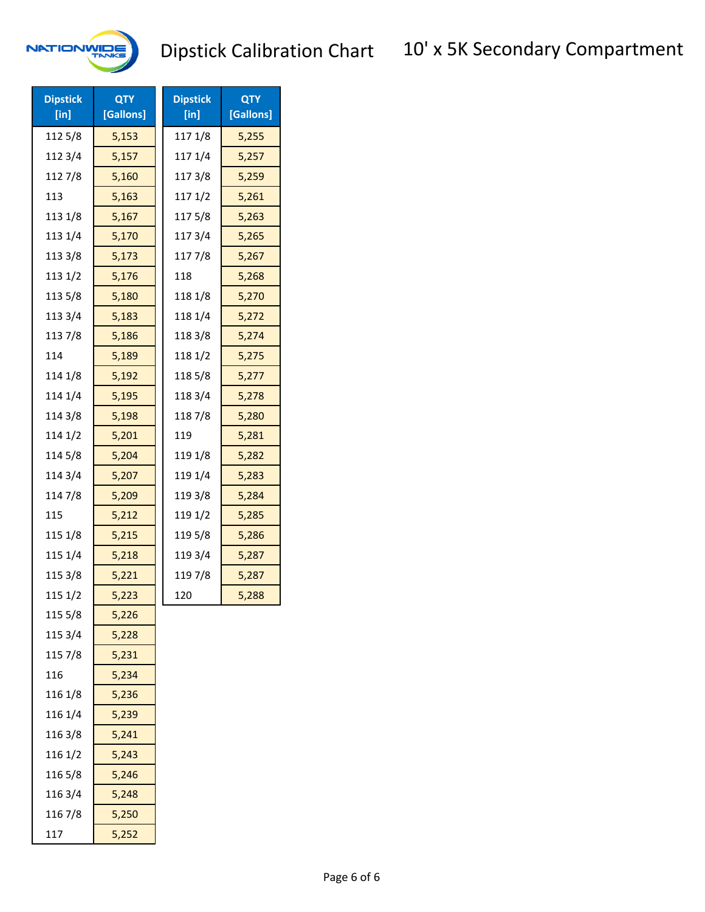# Dipstick Calibration Chart

## 10' x 5K Secondary Compartment

| Dipstick [in] | QTY [Gallons] |
|---|---|
| 112 5/8 | 5,153 |
| 112 3/4 | 5,157 |
| 112 7/8 | 5,160 |
| 113 | 5,163 |
| 113 1/8 | 5,167 |
| 113 1/4 | 5,170 |
| 113 3/8 | 5,173 |
| 113 1/2 | 5,176 |
| 113 5/8 | 5,180 |
| 113 3/4 | 5,183 |
| 113 7/8 | 5,186 |
| 114 | 5,189 |
| 114 1/8 | 5,192 |
| 114 1/4 | 5,195 |
| 114 3/8 | 5,198 |
| 114 1/2 | 5,201 |
| 114 5/8 | 5,204 |
| 114 3/4 | 5,207 |
| 114 7/8 | 5,209 |
| 115 | 5,212 |
| 115 1/8 | 5,215 |
| 115 1/4 | 5,218 |
| 115 3/8 | 5,221 |
| 115 1/2 | 5,223 |
| 115 5/8 | 5,226 |
| 115 3/4 | 5,228 |
| 115 7/8 | 5,231 |
| 116 | 5,234 |
| 116 1/8 | 5,236 |
| 116 1/4 | 5,239 |
| 116 3/8 | 5,241 |
| 116 1/2 | 5,243 |
| 116 5/8 | 5,246 |
| 116 3/4 | 5,248 |
| 116 7/8 | 5,250 |
| 117 | 5,252 |
| 117 1/8 | 5,255 |
| 117 1/4 | 5,257 |
| 117 3/8 | 5,259 |
| 117 1/2 | 5,261 |
| 117 5/8 | 5,263 |
| 117 3/4 | 5,265 |
| 117 7/8 | 5,267 |
| 118 | 5,268 |
| 118 1/8 | 5,270 |
| 118 1/4 | 5,272 |
| 118 3/8 | 5,274 |
| 118 1/2 | 5,275 |
| 118 5/8 | 5,277 |
| 118 3/4 | 5,278 |
| 118 7/8 | 5,280 |
| 119 | 5,281 |
| 119 1/8 | 5,282 |
| 119 1/4 | 5,283 |
| 119 3/8 | 5,284 |
| 119 1/2 | 5,285 |
| 119 5/8 | 5,286 |
| 119 3/4 | 5,287 |
| 119 7/8 | 5,287 |
| 120 | 5,288 |